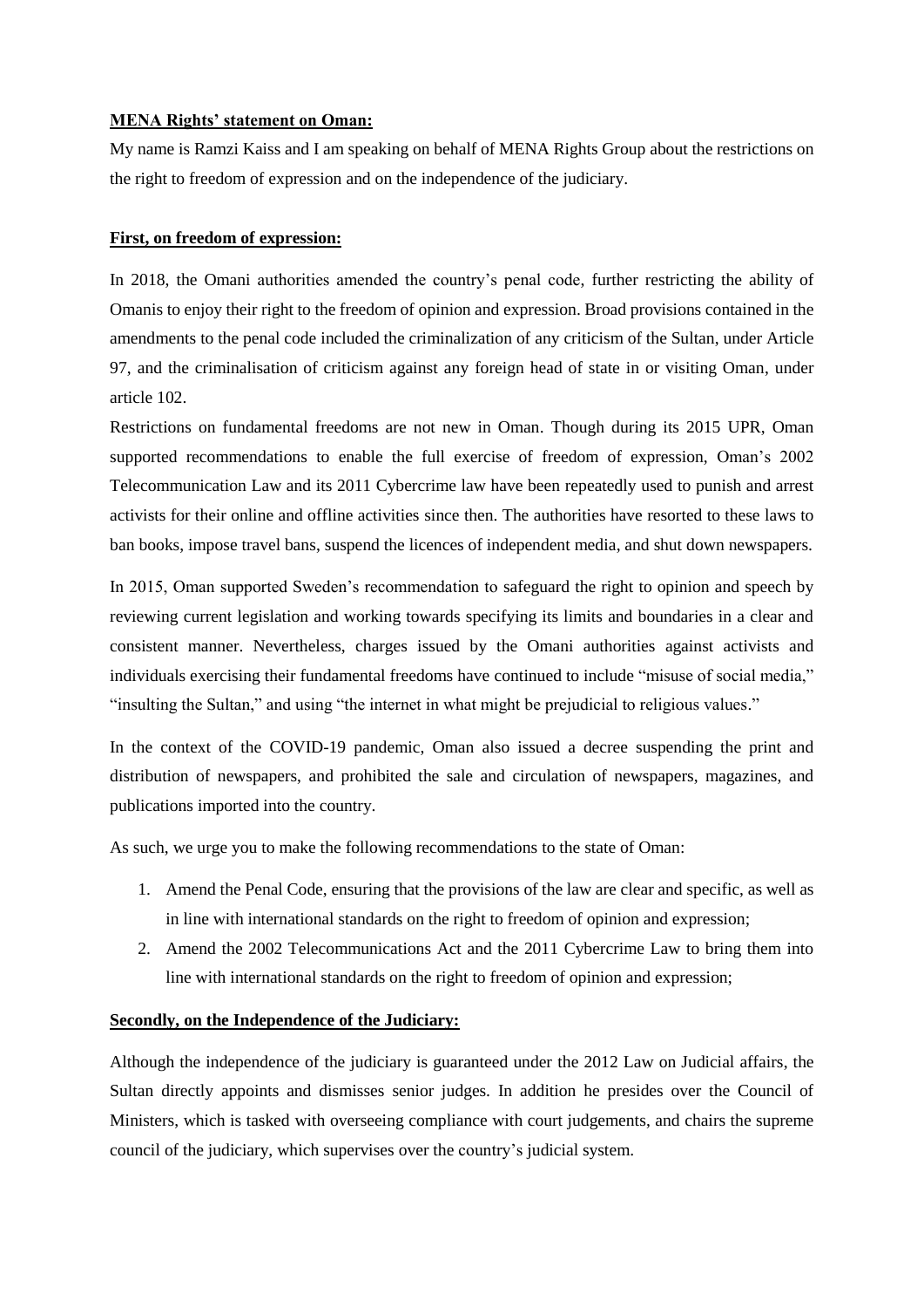**MENA Rights' statement on Oman:**

My name is Ramzi Kaiss and I am speaking on behalf of MENA Rights Group about the restrictions on the right to freedom of expression and on the independence of the judiciary.

**First, on freedom of expression:**

In 2018, the Omani authorities amended the country's penal code, further restricting the ability of Omanis to enjoy their right to the freedom of opinion and expression. Broad provisions contained in the amendments to the penal code included the criminalization of any criticism of the Sultan, under Article 97, and the criminalisation of criticism against any foreign head of state in or visiting Oman, under article 102.

Restrictions on fundamental freedoms are not new in Oman. Though during its 2015 UPR, Oman supported recommendations to enable the full exercise of freedom of expression, Oman's 2002 Telecommunication Law and its 2011 Cybercrime law have been repeatedly used to punish and arrest activists for their online and offline activities since then. The authorities have resorted to these laws to ban books, impose travel bans, suspend the licences of independent media, and shut down newspapers.

In 2015, Oman supported Sweden's recommendation to safeguard the right to opinion and speech by reviewing current legislation and working towards specifying its limits and boundaries in a clear and consistent manner. Nevertheless, charges issued by the Omani authorities against activists and individuals exercising their fundamental freedoms have continued to include "misuse of social media," "insulting the Sultan," and using "the internet in what might be prejudicial to religious values."

In the context of the COVID-19 pandemic, Oman also issued a decree suspending the print and distribution of newspapers, and prohibited the sale and circulation of newspapers, magazines, and publications imported into the country.

As such, we urge you to make the following recommendations to the state of Oman:

1. Amend the Penal Code, ensuring that the provisions of the law are clear and specific, as well as in line with international standards on the right to freedom of opinion and expression;
2. Amend the 2002 Telecommunications Act and the 2011 Cybercrime Law to bring them into line with international standards on the right to freedom of opinion and expression;

**Secondly, on the Independence of the Judiciary:**

Although the independence of the judiciary is guaranteed under the 2012 Law on Judicial affairs, the Sultan directly appoints and dismisses senior judges. In addition he presides over the Council of Ministers, which is tasked with overseeing compliance with court judgements, and chairs the supreme council of the judiciary, which supervises over the country's judicial system.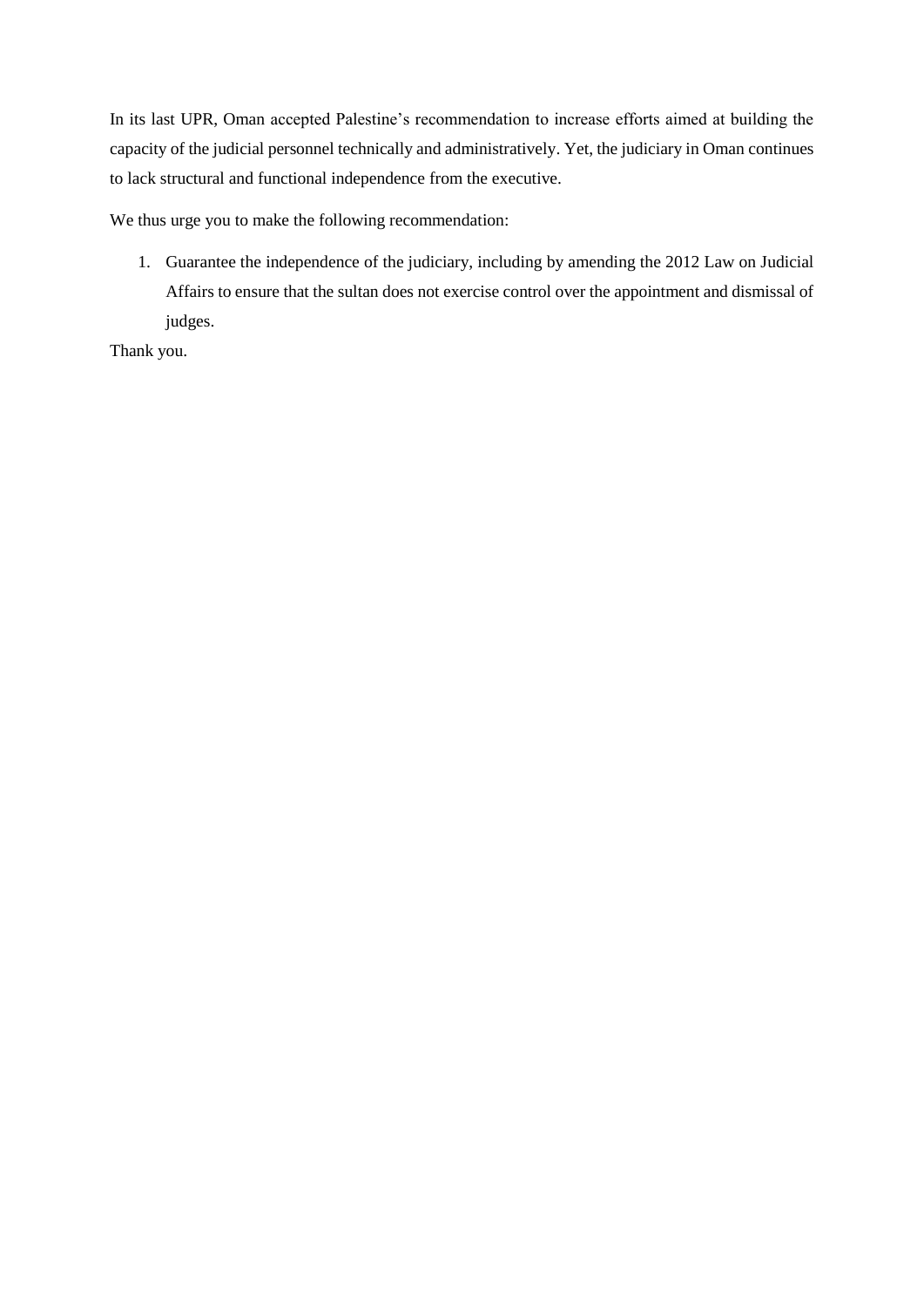In its last UPR, Oman accepted Palestine's recommendation to increase efforts aimed at building the capacity of the judicial personnel technically and administratively. Yet, the judiciary in Oman continues to lack structural and functional independence from the executive.

We thus urge you to make the following recommendation:

1. Guarantee the independence of the judiciary, including by amending the 2012 Law on Judicial Affairs to ensure that the sultan does not exercise control over the appointment and dismissal of judges.

Thank you.